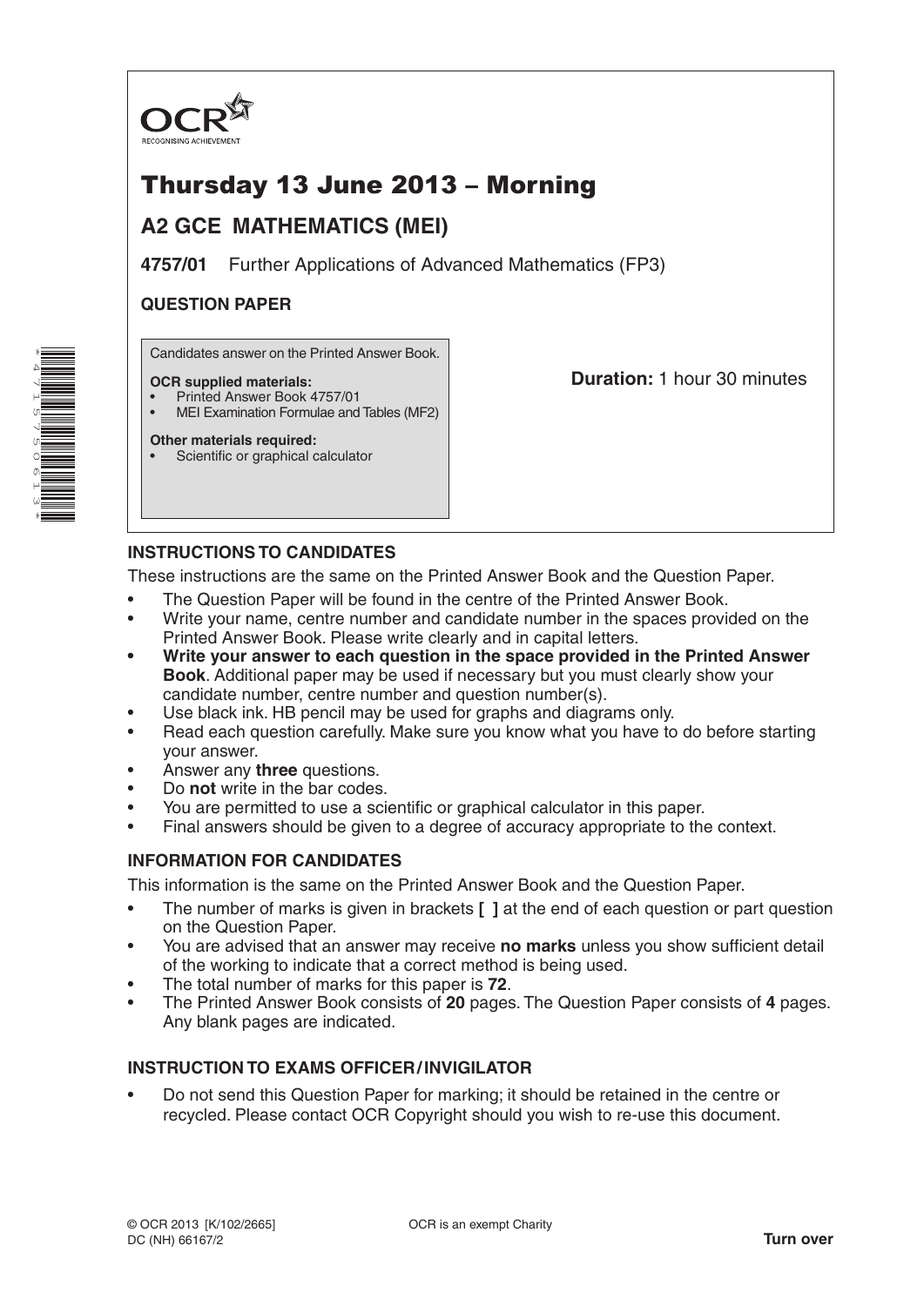OCR
RECOGNISING ACHIEVEMENT

# Thursday 13 June 2013 – Morning

## A2 GCE MATHEMATICS (MEI)

**4757/01** Further Applications of Advanced Mathematics (FP3)

**QUESTION PAPER**

Candidates answer on the Printed Answer Book.

**OCR supplied materials:**
- Printed Answer Book 4757/01
- MEI Examination Formulae and Tables (MF2)

**Other materials required:**
- Scientific or graphical calculator

**Duration:** 1 hour 30 minutes

### INSTRUCTIONS TO CANDIDATES

These instructions are the same on the Printed Answer Book and the Question Paper.

- The Question Paper will be found in the centre of the Printed Answer Book.
- Write your name, centre number and candidate number in the spaces provided on the Printed Answer Book. Please write clearly and in capital letters.
- **Write your answer to each question in the space provided in the Printed Answer Book**. Additional paper may be used if necessary but you must clearly show your candidate number, centre number and question number(s).
- Use black ink. HB pencil may be used for graphs and diagrams only.
- Read each question carefully. Make sure you know what you have to do before starting your answer.
- Answer any **three** questions.
- Do **not** write in the bar codes.
- You are permitted to use a scientific or graphical calculator in this paper.
- Final answers should be given to a degree of accuracy appropriate to the context.

### INFORMATION FOR CANDIDATES

This information is the same on the Printed Answer Book and the Question Paper.

- The number of marks is given in brackets **[ ]** at the end of each question or part question on the Question Paper.
- You are advised that an answer may receive **no marks** unless you show sufficient detail of the working to indicate that a correct method is being used.
- The total number of marks for this paper is **72**.
- The Printed Answer Book consists of **20** pages. The Question Paper consists of **4** pages. Any blank pages are indicated.

### INSTRUCTION TO EXAMS OFFICER / INVIGILATOR

- Do not send this Question Paper for marking; it should be retained in the centre or recycled. Please contact OCR Copyright should you wish to re-use this document.

© OCR 2013 [K/102/2665]
DC (NH) 66167/2

OCR is an exempt Charity

**Turn over**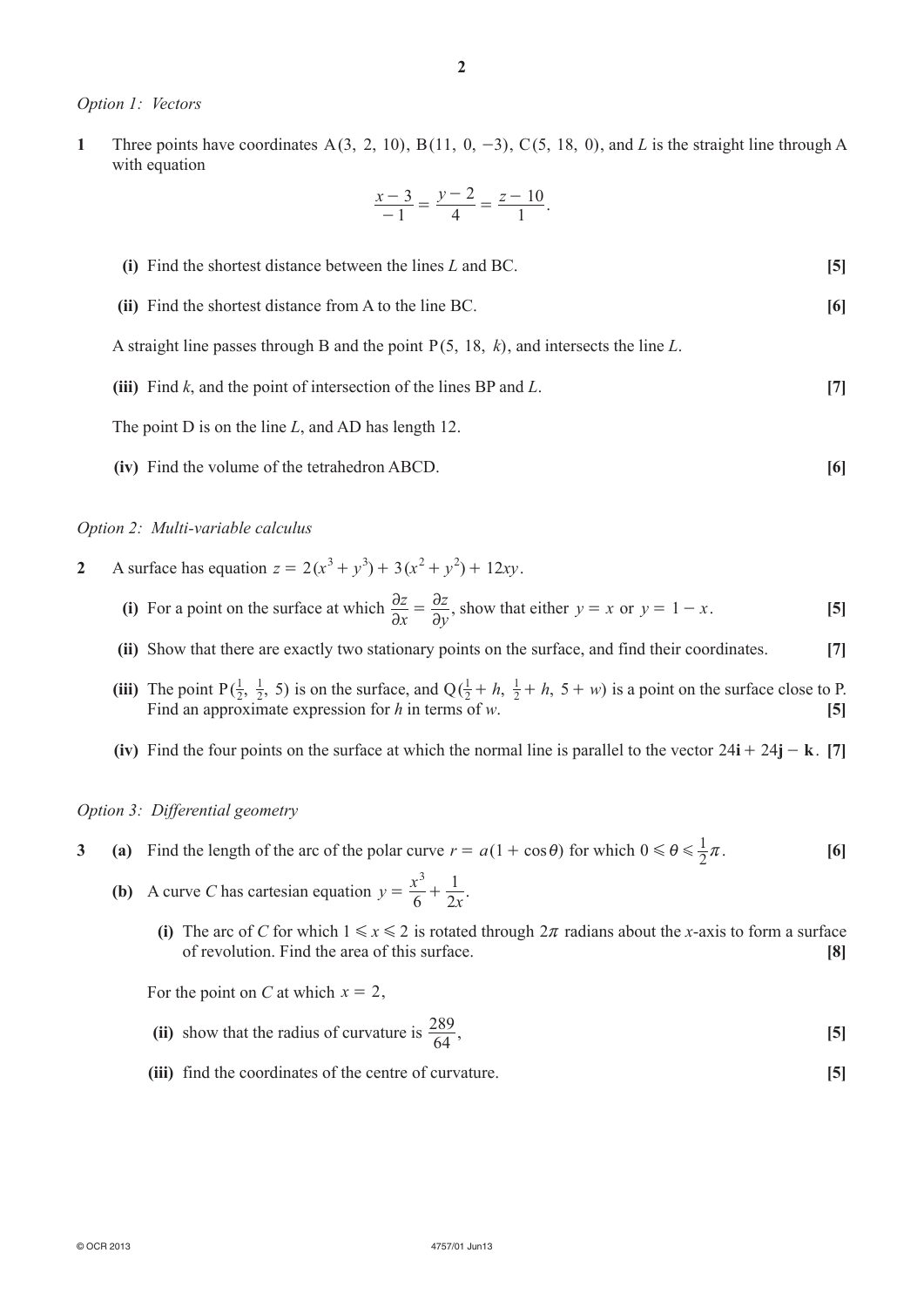*Option 1: Vectors*

**1** Three points have coordinates A(3, 2, 10), B(11, 0, −3), C(5, 18, 0), and $L$ is the straight line through A with equation

$$\frac{x-3}{-1} = \frac{y-2}{4} = \frac{z-10}{1}.$$

**(i)** Find the shortest distance between the lines $L$ and BC. **[5]**

**(ii)** Find the shortest distance from A to the line BC. **[6]**

A straight line passes through B and the point P(5, 18, $k$), and intersects the line $L$.

**(iii)** Find $k$, and the point of intersection of the lines BP and $L$. **[7]**

The point D is on the line $L$, and AD has length 12.

**(iv)** Find the volume of the tetrahedron ABCD. **[6]**

*Option 2: Multi-variable calculus*

**2** A surface has equation $z = 2(x^3 + y^3) + 3(x^2 + y^2) + 12xy$.

**(i)** For a point on the surface at which $\frac{\partial z}{\partial x} = \frac{\partial z}{\partial y}$, show that either $y = x$ or $y = 1 - x$. **[5]**

**(ii)** Show that there are exactly two stationary points on the surface, and find their coordinates. **[7]**

**(iii)** The point P($\frac{1}{2}$, $\frac{1}{2}$, 5) is on the surface, and Q($\frac{1}{2} + h$, $\frac{1}{2} + h$, $5 + w$) is a point on the surface close to P. Find an approximate expression for $h$ in terms of $w$. **[5]**

**(iv)** Find the four points on the surface at which the normal line is parallel to the vector $24\mathbf{i} + 24\mathbf{j} - \mathbf{k}$. **[7]**

*Option 3: Differential geometry*

**3 (a)** Find the length of the arc of the polar curve $r = a(1 + \cos\theta)$ for which $0 \leqslant \theta \leqslant \frac{1}{2}\pi$. **[6]**

**(b)** A curve $C$ has cartesian equation $y = \frac{x^3}{6} + \frac{1}{2x}$.

**(i)** The arc of $C$ for which $1 \leqslant x \leqslant 2$ is rotated through $2\pi$ radians about the $x$-axis to form a surface of revolution. Find the area of this surface. **[8]**

For the point on $C$ at which $x = 2$,

**(ii)** show that the radius of curvature is $\frac{289}{64}$, **[5]**

**(iii)** find the coordinates of the centre of curvature. **[5]**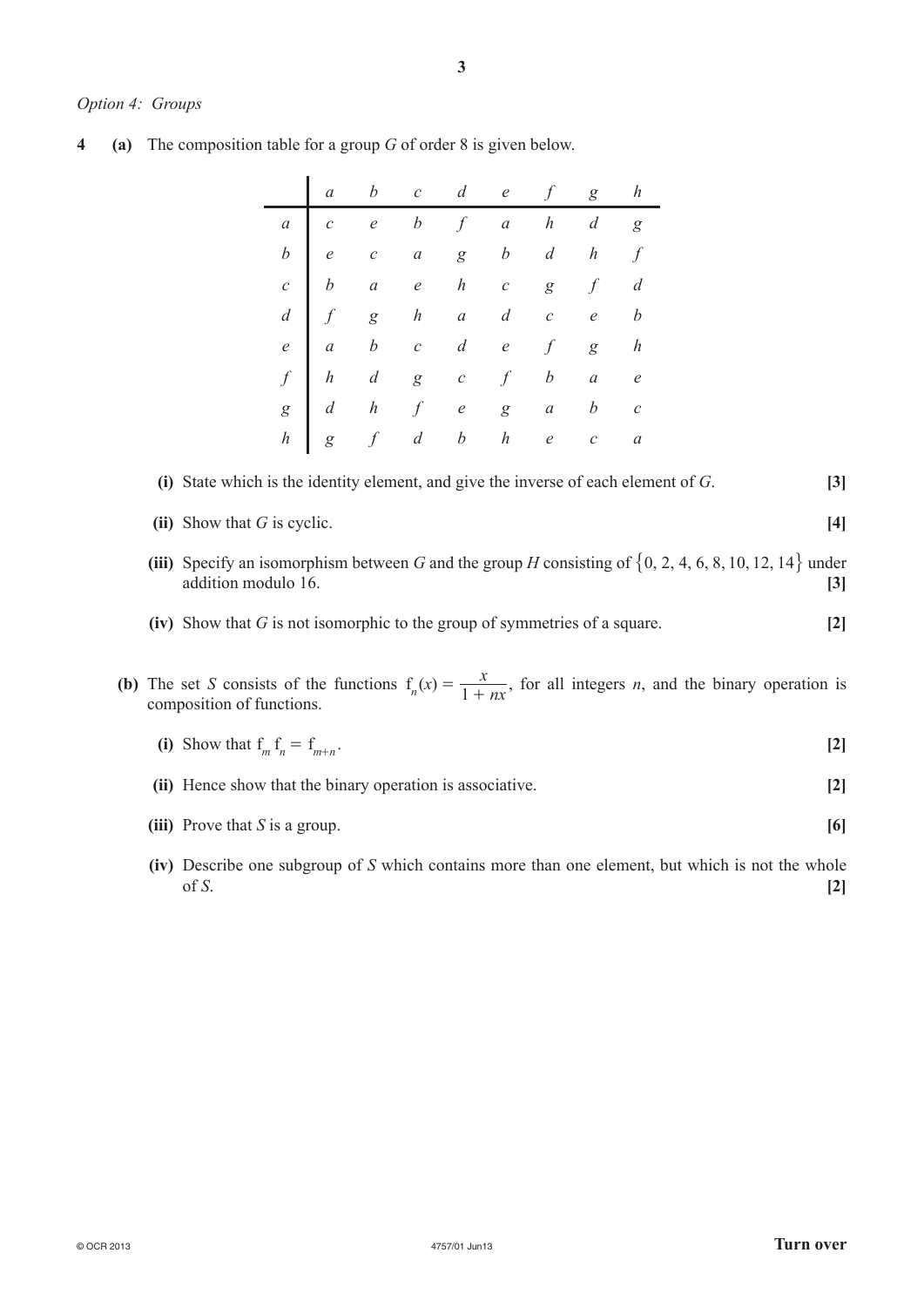*Option 4: Groups*

**4** **(a)** The composition table for a group $G$ of order 8 is given below.

| | $a$ | $b$ | $c$ | $d$ | $e$ | $f$ | $g$ | $h$ |
|---|---|---|---|---|---|---|---|---|
| $a$ | $c$ | $e$ | $b$ | $f$ | $a$ | $h$ | $d$ | $g$ |
| $b$ | $e$ | $c$ | $a$ | $g$ | $b$ | $d$ | $h$ | $f$ |
| $c$ | $b$ | $a$ | $e$ | $h$ | $c$ | $g$ | $f$ | $d$ |
| $d$ | $f$ | $g$ | $h$ | $a$ | $d$ | $c$ | $e$ | $b$ |
| $e$ | $a$ | $b$ | $c$ | $d$ | $e$ | $f$ | $g$ | $h$ |
| $f$ | $h$ | $d$ | $g$ | $c$ | $f$ | $b$ | $a$ | $e$ |
| $g$ | $d$ | $h$ | $f$ | $e$ | $g$ | $a$ | $b$ | $c$ |
| $h$ | $g$ | $f$ | $d$ | $b$ | $h$ | $e$ | $c$ | $a$ |

**(i)** State which is the identity element, and give the inverse of each element of $G$. **[3]**

**(ii)** Show that $G$ is cyclic. **[4]**

**(iii)** Specify an isomorphism between $G$ and the group $H$ consisting of $\{0, 2, 4, 6, 8, 10, 12, 14\}$ under addition modulo 16. **[3]**

**(iv)** Show that $G$ is not isomorphic to the group of symmetries of a square. **[2]**

**(b)** The set $S$ consists of the functions $f_n(x) = \dfrac{x}{1 + nx}$, for all integers $n$, and the binary operation is composition of functions.

**(i)** Show that $f_m f_n = f_{m+n}$. **[2]**

**(ii)** Hence show that the binary operation is associative. **[2]**

**(iii)** Prove that $S$ is a group. **[6]**

**(iv)** Describe one subgroup of $S$ which contains more than one element, but which is not the whole of $S$. **[2]**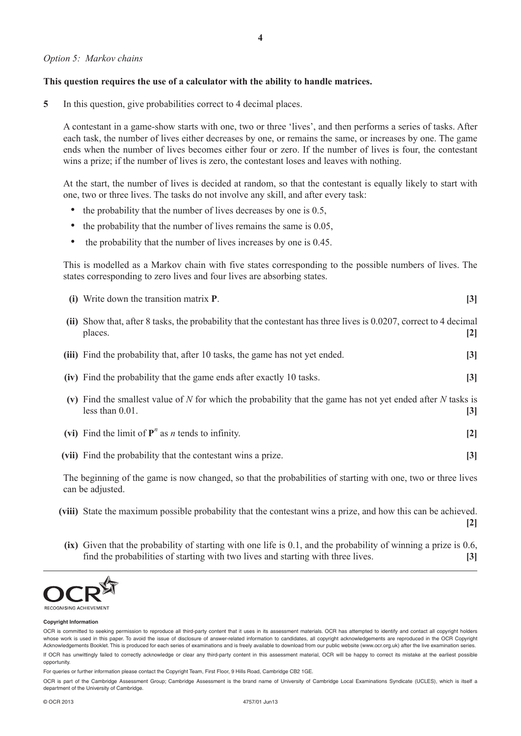*Option 5: Markov chains*

**This question requires the use of a calculator with the ability to handle matrices.**

**5** In this question, give probabilities correct to 4 decimal places.

A contestant in a game-show starts with one, two or three 'lives', and then performs a series of tasks. After each task, the number of lives either decreases by one, or remains the same, or increases by one. The game ends when the number of lives becomes either four or zero. If the number of lives is four, the contestant wins a prize; if the number of lives is zero, the contestant loses and leaves with nothing.

At the start, the number of lives is decided at random, so that the contestant is equally likely to start with one, two or three lives. The tasks do not involve any skill, and after every task:

- the probability that the number of lives decreases by one is 0.5,
- the probability that the number of lives remains the same is 0.05,
- the probability that the number of lives increases by one is 0.45.

This is modelled as a Markov chain with five states corresponding to the possible numbers of lives. The states corresponding to zero lives and four lives are absorbing states.

**(i)** Write down the transition matrix $\mathbf{P}$. **[3]**

**(ii)** Show that, after 8 tasks, the probability that the contestant has three lives is 0.0207, correct to 4 decimal places. **[2]**

**(iii)** Find the probability that, after 10 tasks, the game has not yet ended. **[3]**

**(iv)** Find the probability that the game ends after exactly 10 tasks. **[3]**

**(v)** Find the smallest value of $N$ for which the probability that the game has not yet ended after $N$ tasks is less than 0.01. **[3]**

**(vi)** Find the limit of $\mathbf{P}^n$ as $n$ tends to infinity. **[2]**

**(vii)** Find the probability that the contestant wins a prize. **[3]**

The beginning of the game is now changed, so that the probabilities of starting with one, two or three lives can be adjusted.

**(viii)** State the maximum possible probability that the contestant wins a prize, and how this can be achieved. **[2]**

**(ix)** Given that the probability of starting with one life is 0.1, and the probability of winning a prize is 0.6, find the probabilities of starting with two lives and starting with three lives. **[3]**

---

**Copyright Information**

OCR is committed to seeking permission to reproduce all third-party content that it uses in its assessment materials. OCR has attempted to identify and contact all copyright holders whose work is used in this paper. To avoid the issue of disclosure of answer-related information to candidates, all copyright acknowledgements are reproduced in the OCR Copyright Acknowledgements Booklet. This is produced for each series of examinations and is freely available to download from our public website (www.ocr.org.uk) after the live examination series.

If OCR has unwittingly failed to correctly acknowledge or clear any third-party content in this assessment material, OCR will be happy to correct its mistake at the earliest possible opportunity.

For queries or further information please contact the Copyright Team, First Floor, 9 Hills Road, Cambridge CB2 1GE.

OCR is part of the Cambridge Assessment Group; Cambridge Assessment is the brand name of University of Cambridge Local Examinations Syndicate (UCLES), which is itself a department of the University of Cambridge.

© OCR 2013 4757/01 Jun13